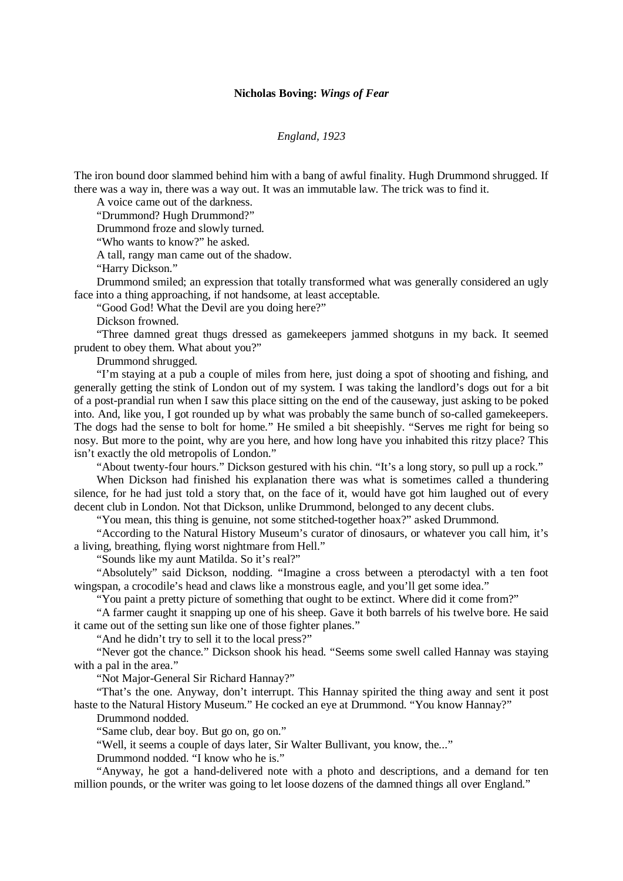**Nicholas Boving: *Wings of Fear***

*England, 1923*

The iron bound door slammed behind him with a bang of awful finality. Hugh Drummond shrugged. If there was a way in, there was a way out. It was an immutable law. The trick was to find it.

A voice came out of the darkness.

"Drummond? Hugh Drummond?"

Drummond froze and slowly turned.

"Who wants to know?" he asked.

A tall, rangy man came out of the shadow.

"Harry Dickson."

Drummond smiled; an expression that totally transformed what was generally considered an ugly face into a thing approaching, if not handsome, at least acceptable.

"Good God! What the Devil are you doing here?"

Dickson frowned.

"Three damned great thugs dressed as gamekeepers jammed shotguns in my back. It seemed prudent to obey them. What about you?"

Drummond shrugged.

"I'm staying at a pub a couple of miles from here, just doing a spot of shooting and fishing, and generally getting the stink of London out of my system. I was taking the landlord's dogs out for a bit of a post-prandial run when I saw this place sitting on the end of the causeway, just asking to be poked into. And, like you, I got rounded up by what was probably the same bunch of so-called gamekeepers. The dogs had the sense to bolt for home." He smiled a bit sheepishly. "Serves me right for being so nosy. But more to the point, why are you here, and how long have you inhabited this ritzy place? This isn't exactly the old metropolis of London."

"About twenty-four hours." Dickson gestured with his chin. "It's a long story, so pull up a rock."

When Dickson had finished his explanation there was what is sometimes called a thundering silence, for he had just told a story that, on the face of it, would have got him laughed out of every decent club in London. Not that Dickson, unlike Drummond, belonged to any decent clubs.

"You mean, this thing is genuine, not some stitched-together hoax?" asked Drummond.

"According to the Natural History Museum's curator of dinosaurs, or whatever you call him, it's a living, breathing, flying worst nightmare from Hell."

"Sounds like my aunt Matilda. So it's real?"

"Absolutely" said Dickson, nodding. "Imagine a cross between a pterodactyl with a ten foot wingspan, a crocodile's head and claws like a monstrous eagle, and you'll get some idea."

"You paint a pretty picture of something that ought to be extinct. Where did it come from?"

"A farmer caught it snapping up one of his sheep. Gave it both barrels of his twelve bore. He said it came out of the setting sun like one of those fighter planes."

"And he didn't try to sell it to the local press?"

"Never got the chance." Dickson shook his head. "Seems some swell called Hannay was staying with a pal in the area."

"Not Major-General Sir Richard Hannay?"

"That's the one. Anyway, don't interrupt. This Hannay spirited the thing away and sent it post haste to the Natural History Museum." He cocked an eye at Drummond. "You know Hannay?"

Drummond nodded.

"Same club, dear boy. But go on, go on."

"Well, it seems a couple of days later, Sir Walter Bullivant, you know, the..."

Drummond nodded. "I know who he is."

"Anyway, he got a hand-delivered note with a photo and descriptions, and a demand for ten million pounds, or the writer was going to let loose dozens of the damned things all over England."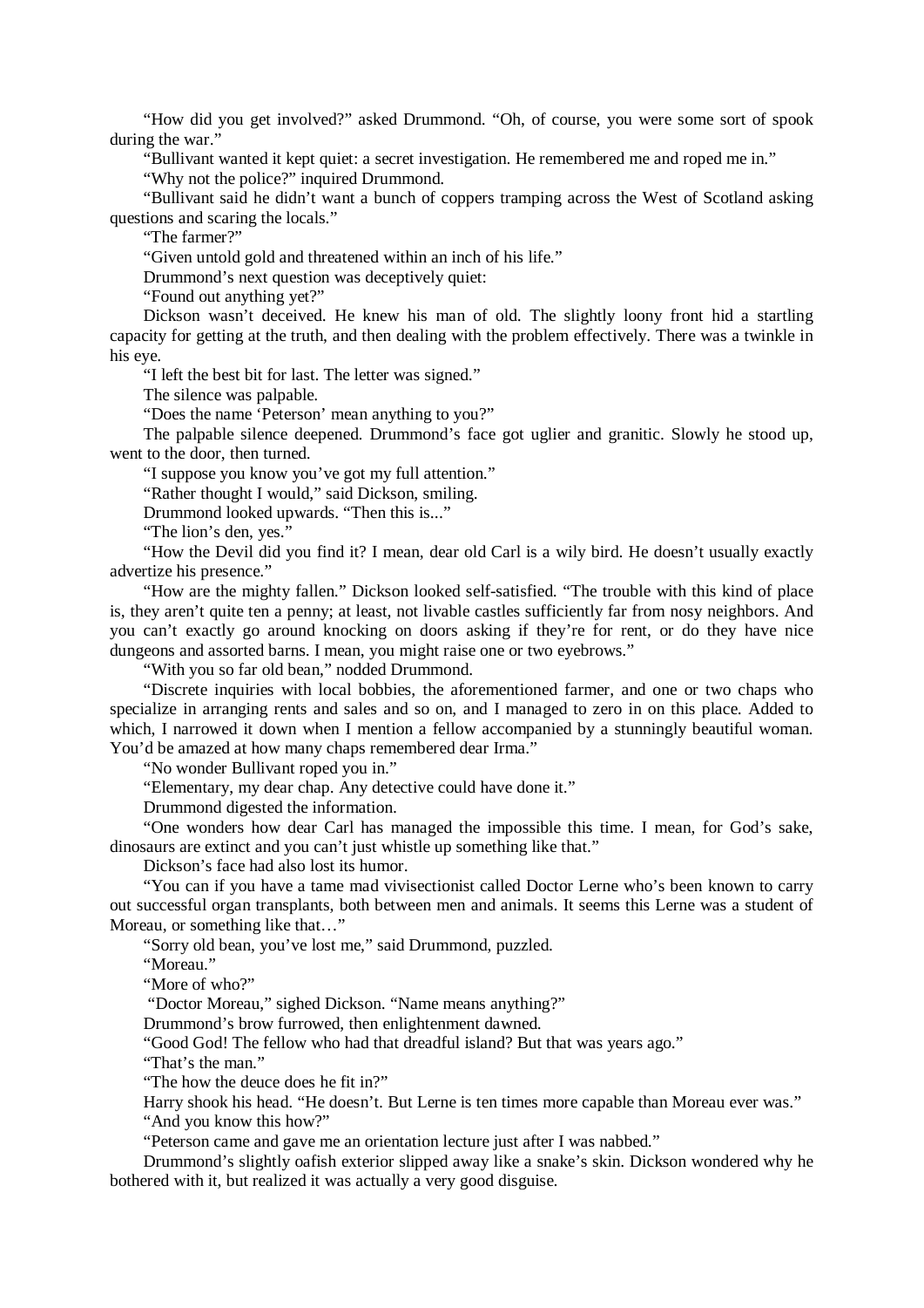"How did you get involved?" asked Drummond. "Oh, of course, you were some sort of spook during the war."

"Bullivant wanted it kept quiet: a secret investigation. He remembered me and roped me in."

"Why not the police?" inquired Drummond.

"Bullivant said he didn't want a bunch of coppers tramping across the West of Scotland asking questions and scaring the locals."

"The farmer?"

"Given untold gold and threatened within an inch of his life."

Drummond's next question was deceptively quiet:

"Found out anything yet?"

Dickson wasn't deceived. He knew his man of old. The slightly loony front hid a startling capacity for getting at the truth, and then dealing with the problem effectively. There was a twinkle in his eye.

"I left the best bit for last. The letter was signed."

The silence was palpable.

"Does the name 'Peterson' mean anything to you?"

The palpable silence deepened. Drummond's face got uglier and granitic. Slowly he stood up, went to the door, then turned.

"I suppose you know you've got my full attention."

"Rather thought I would," said Dickson, smiling.

Drummond looked upwards. "Then this is..."

"The lion's den, yes."

"How the Devil did you find it? I mean, dear old Carl is a wily bird. He doesn't usually exactly advertize his presence."

"How are the mighty fallen." Dickson looked self-satisfied. "The trouble with this kind of place is, they aren't quite ten a penny; at least, not livable castles sufficiently far from nosy neighbors. And you can't exactly go around knocking on doors asking if they're for rent, or do they have nice dungeons and assorted barns. I mean, you might raise one or two eyebrows."

"With you so far old bean," nodded Drummond.

"Discrete inquiries with local bobbies, the aforementioned farmer, and one or two chaps who specialize in arranging rents and sales and so on, and I managed to zero in on this place. Added to which, I narrowed it down when I mention a fellow accompanied by a stunningly beautiful woman. You'd be amazed at how many chaps remembered dear Irma."

"No wonder Bullivant roped you in."

"Elementary, my dear chap. Any detective could have done it."

Drummond digested the information.

"One wonders how dear Carl has managed the impossible this time. I mean, for God's sake, dinosaurs are extinct and you can't just whistle up something like that."

Dickson's face had also lost its humor.

"You can if you have a tame mad vivisectionist called Doctor Lerne who's been known to carry out successful organ transplants, both between men and animals. It seems this Lerne was a student of Moreau, or something like that…"

"Sorry old bean, you've lost me," said Drummond, puzzled.

"Moreau."

"More of who?"

"Doctor Moreau," sighed Dickson. "Name means anything?"

Drummond's brow furrowed, then enlightenment dawned.

"Good God! The fellow who had that dreadful island? But that was years ago."

"That's the man."

"The how the deuce does he fit in?"

Harry shook his head. "He doesn't. But Lerne is ten times more capable than Moreau ever was."

"And you know this how?"

"Peterson came and gave me an orientation lecture just after I was nabbed."

Drummond's slightly oafish exterior slipped away like a snake's skin. Dickson wondered why he bothered with it, but realized it was actually a very good disguise.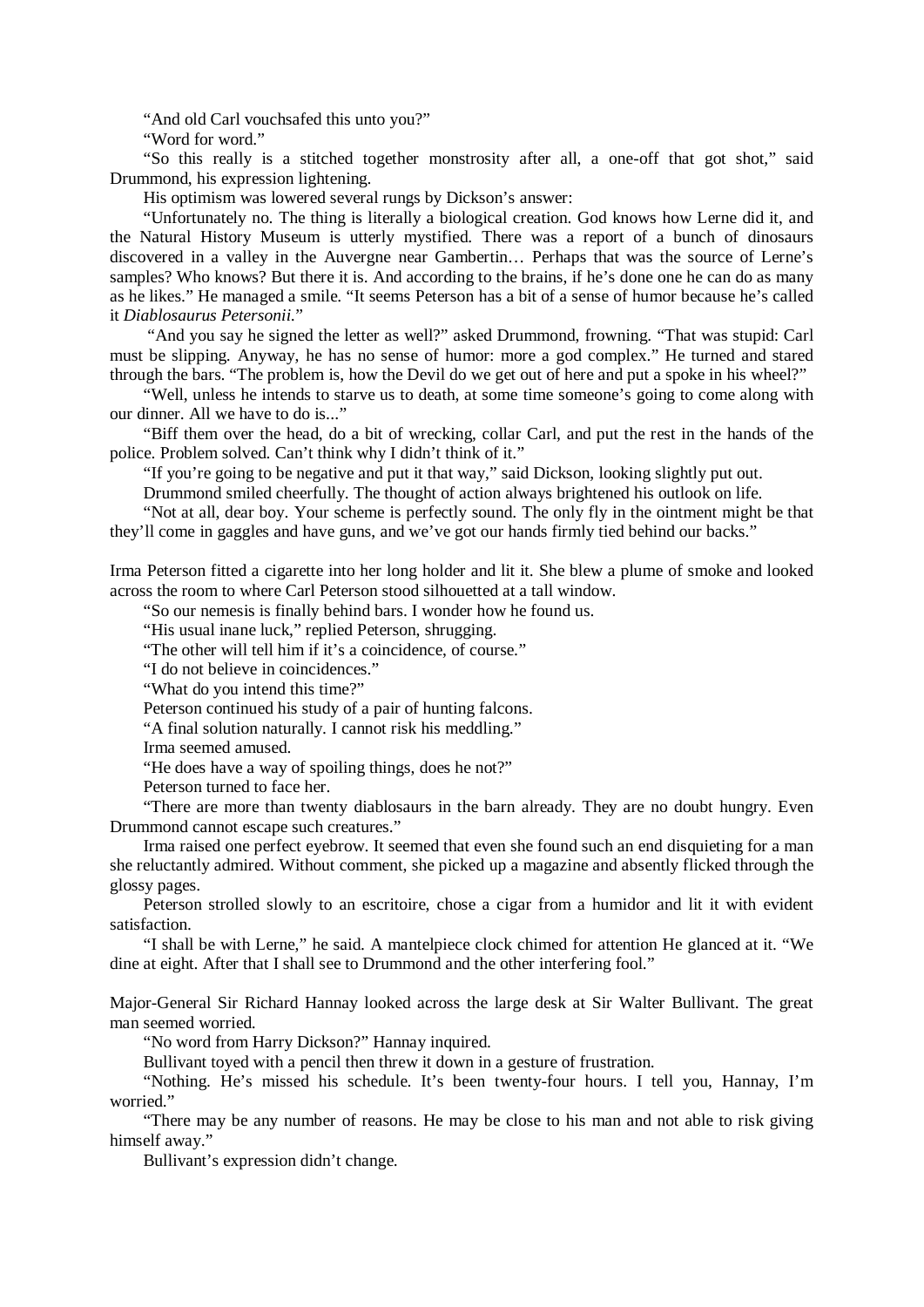"And old Carl vouchsafed this unto you?"

"Word for word."

"So this really is a stitched together monstrosity after all, a one-off that got shot," said Drummond, his expression lightening.

His optimism was lowered several rungs by Dickson's answer:

"Unfortunately no. The thing is literally a biological creation. God knows how Lerne did it, and the Natural History Museum is utterly mystified. There was a report of a bunch of dinosaurs discovered in a valley in the Auvergne near Gambertin… Perhaps that was the source of Lerne's samples? Who knows? But there it is. And according to the brains, if he's done one he can do as many as he likes." He managed a smile. "It seems Peterson has a bit of a sense of humor because he's called it *Diablosaurus Petersonii*."

"And you say he signed the letter as well?" asked Drummond, frowning. "That was stupid: Carl must be slipping. Anyway, he has no sense of humor: more a god complex." He turned and stared through the bars. "The problem is, how the Devil do we get out of here and put a spoke in his wheel?"

"Well, unless he intends to starve us to death, at some time someone's going to come along with our dinner. All we have to do is..."

"Biff them over the head, do a bit of wrecking, collar Carl, and put the rest in the hands of the police. Problem solved. Can't think why I didn't think of it."

"If you're going to be negative and put it that way," said Dickson, looking slightly put out.

Drummond smiled cheerfully. The thought of action always brightened his outlook on life.

"Not at all, dear boy. Your scheme is perfectly sound. The only fly in the ointment might be that they'll come in gaggles and have guns, and we've got our hands firmly tied behind our backs."

Irma Peterson fitted a cigarette into her long holder and lit it. She blew a plume of smoke and looked across the room to where Carl Peterson stood silhouetted at a tall window.

"So our nemesis is finally behind bars. I wonder how he found us.

"His usual inane luck," replied Peterson, shrugging.

"The other will tell him if it's a coincidence, of course."

"I do not believe in coincidences."

"What do you intend this time?"

Peterson continued his study of a pair of hunting falcons.

"A final solution naturally. I cannot risk his meddling."

Irma seemed amused.

"He does have a way of spoiling things, does he not?"

Peterson turned to face her.

"There are more than twenty diablosaurs in the barn already. They are no doubt hungry. Even Drummond cannot escape such creatures."

Irma raised one perfect eyebrow. It seemed that even she found such an end disquieting for a man she reluctantly admired. Without comment, she picked up a magazine and absently flicked through the glossy pages.

Peterson strolled slowly to an escritoire, chose a cigar from a humidor and lit it with evident satisfaction.

"I shall be with Lerne," he said. A mantelpiece clock chimed for attention He glanced at it. "We dine at eight. After that I shall see to Drummond and the other interfering fool."

Major-General Sir Richard Hannay looked across the large desk at Sir Walter Bullivant. The great man seemed worried.

"No word from Harry Dickson?" Hannay inquired.

Bullivant toyed with a pencil then threw it down in a gesture of frustration.

"Nothing. He's missed his schedule. It's been twenty-four hours. I tell you, Hannay, I'm worried."

"There may be any number of reasons. He may be close to his man and not able to risk giving himself away."

Bullivant's expression didn't change.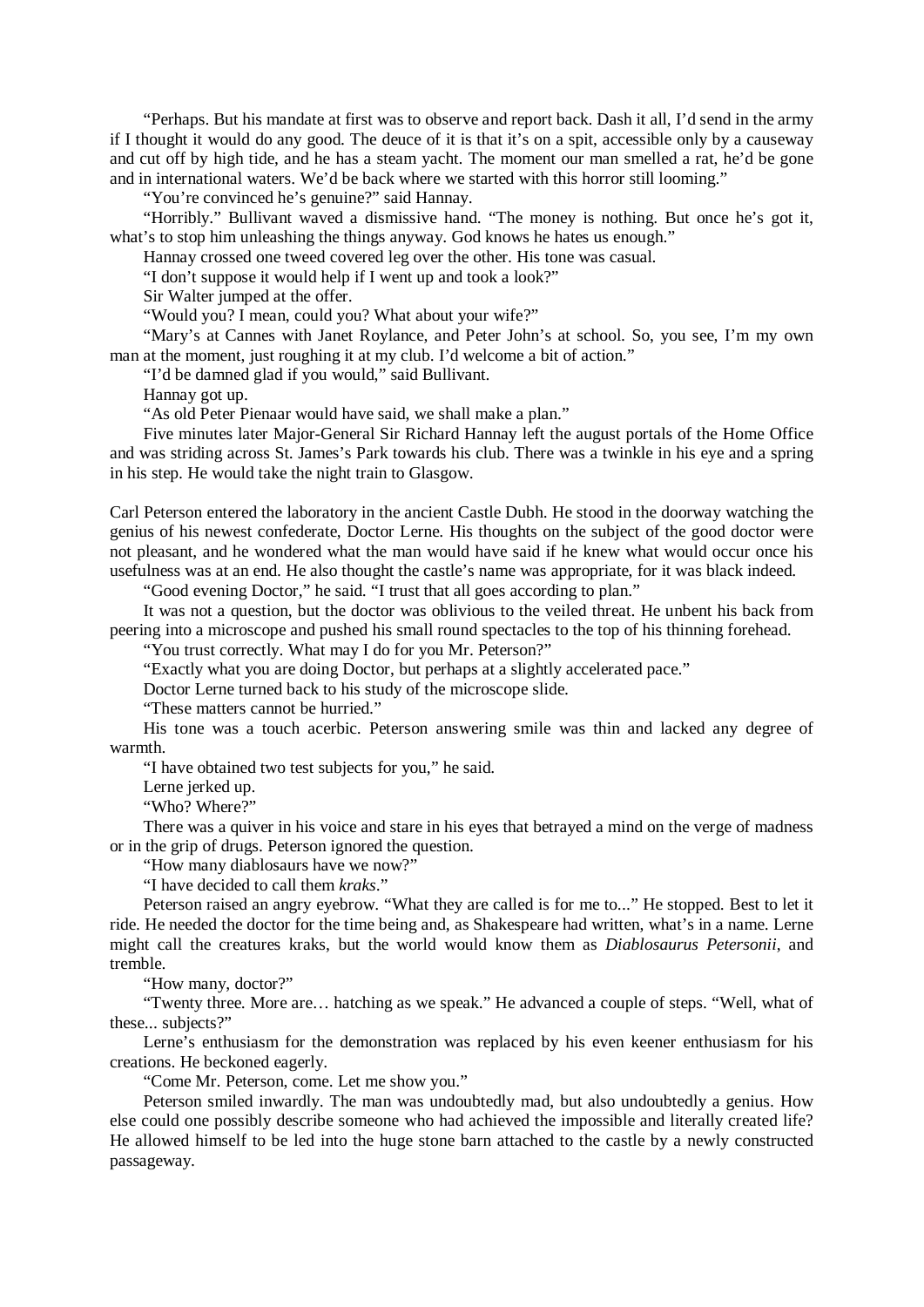"Perhaps. But his mandate at first was to observe and report back. Dash it all, I'd send in the army if I thought it would do any good. The deuce of it is that it's on a spit, accessible only by a causeway and cut off by high tide, and he has a steam yacht. The moment our man smelled a rat, he'd be gone and in international waters. We'd be back where we started with this horror still looming."

"You're convinced he's genuine?" said Hannay.

"Horribly." Bullivant waved a dismissive hand. "The money is nothing. But once he's got it, what's to stop him unleashing the things anyway. God knows he hates us enough."

Hannay crossed one tweed covered leg over the other. His tone was casual.

"I don't suppose it would help if I went up and took a look?"

Sir Walter jumped at the offer.

"Would you? I mean, could you? What about your wife?"

"Mary's at Cannes with Janet Roylance, and Peter John's at school. So, you see, I'm my own man at the moment, just roughing it at my club. I'd welcome a bit of action."

"I'd be damned glad if you would," said Bullivant.

Hannay got up.

"As old Peter Pienaar would have said, we shall make a plan."

Five minutes later Major-General Sir Richard Hannay left the august portals of the Home Office and was striding across St. James's Park towards his club. There was a twinkle in his eye and a spring in his step. He would take the night train to Glasgow.

Carl Peterson entered the laboratory in the ancient Castle Dubh. He stood in the doorway watching the genius of his newest confederate, Doctor Lerne. His thoughts on the subject of the good doctor were not pleasant, and he wondered what the man would have said if he knew what would occur once his usefulness was at an end. He also thought the castle's name was appropriate, for it was black indeed.

"Good evening Doctor," he said. "I trust that all goes according to plan."

It was not a question, but the doctor was oblivious to the veiled threat. He unbent his back from peering into a microscope and pushed his small round spectacles to the top of his thinning forehead.

"You trust correctly. What may I do for you Mr. Peterson?"

"Exactly what you are doing Doctor, but perhaps at a slightly accelerated pace."

Doctor Lerne turned back to his study of the microscope slide.

"These matters cannot be hurried."

His tone was a touch acerbic. Peterson answering smile was thin and lacked any degree of warmth.

"I have obtained two test subjects for you," he said.

Lerne jerked up.

"Who? Where?"

There was a quiver in his voice and stare in his eyes that betrayed a mind on the verge of madness or in the grip of drugs. Peterson ignored the question.

"How many diablosaurs have we now?"

"I have decided to call them *kraks*."

Peterson raised an angry eyebrow. "What they are called is for me to..." He stopped. Best to let it ride. He needed the doctor for the time being and, as Shakespeare had written, what's in a name. Lerne might call the creatures kraks, but the world would know them as *Diablosaurus Petersonii*, and tremble.

"How many, doctor?"

"Twenty three. More are… hatching as we speak." He advanced a couple of steps. "Well, what of these... subjects?"

Lerne's enthusiasm for the demonstration was replaced by his even keener enthusiasm for his creations. He beckoned eagerly.

"Come Mr. Peterson, come. Let me show you."

Peterson smiled inwardly. The man was undoubtedly mad, but also undoubtedly a genius. How else could one possibly describe someone who had achieved the impossible and literally created life? He allowed himself to be led into the huge stone barn attached to the castle by a newly constructed passageway.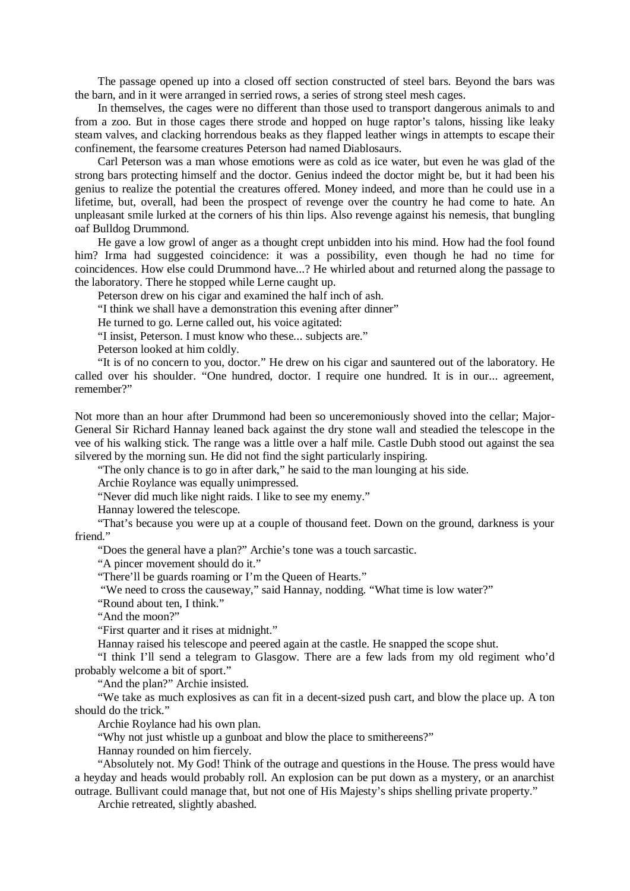The passage opened up into a closed off section constructed of steel bars. Beyond the bars was the barn, and in it were arranged in serried rows, a series of strong steel mesh cages.

In themselves, the cages were no different than those used to transport dangerous animals to and from a zoo. But in those cages there strode and hopped on huge raptor's talons, hissing like leaky steam valves, and clacking horrendous beaks as they flapped leather wings in attempts to escape their confinement, the fearsome creatures Peterson had named Diablosaurs.

Carl Peterson was a man whose emotions were as cold as ice water, but even he was glad of the strong bars protecting himself and the doctor. Genius indeed the doctor might be, but it had been his genius to realize the potential the creatures offered. Money indeed, and more than he could use in a lifetime, but, overall, had been the prospect of revenge over the country he had come to hate. An unpleasant smile lurked at the corners of his thin lips. Also revenge against his nemesis, that bungling oaf Bulldog Drummond.

He gave a low growl of anger as a thought crept unbidden into his mind. How had the fool found him? Irma had suggested coincidence: it was a possibility, even though he had no time for coincidences. How else could Drummond have...? He whirled about and returned along the passage to the laboratory. There he stopped while Lerne caught up.

Peterson drew on his cigar and examined the half inch of ash.

"I think we shall have a demonstration this evening after dinner"

He turned to go. Lerne called out, his voice agitated:

"I insist, Peterson. I must know who these... subjects are."

Peterson looked at him coldly.

"It is of no concern to you, doctor." He drew on his cigar and sauntered out of the laboratory. He called over his shoulder. "One hundred, doctor. I require one hundred. It is in our... agreement, remember?"

Not more than an hour after Drummond had been so unceremoniously shoved into the cellar; Major-General Sir Richard Hannay leaned back against the dry stone wall and steadied the telescope in the vee of his walking stick. The range was a little over a half mile. Castle Dubh stood out against the sea silvered by the morning sun. He did not find the sight particularly inspiring.

"The only chance is to go in after dark," he said to the man lounging at his side.

Archie Roylance was equally unimpressed.

"Never did much like night raids. I like to see my enemy."

Hannay lowered the telescope.

"That's because you were up at a couple of thousand feet. Down on the ground, darkness is your friend."

"Does the general have a plan?" Archie's tone was a touch sarcastic.

"A pincer movement should do it."

"There'll be guards roaming or I'm the Queen of Hearts."

"We need to cross the causeway," said Hannay, nodding. "What time is low water?"

"Round about ten, I think."

"And the moon?"

"First quarter and it rises at midnight."

Hannay raised his telescope and peered again at the castle. He snapped the scope shut.

"I think I'll send a telegram to Glasgow. There are a few lads from my old regiment who'd probably welcome a bit of sport."

"And the plan?" Archie insisted.

"We take as much explosives as can fit in a decent-sized push cart, and blow the place up. A ton should do the trick."

Archie Roylance had his own plan.

"Why not just whistle up a gunboat and blow the place to smithereens?"

Hannay rounded on him fiercely.

"Absolutely not. My God! Think of the outrage and questions in the House. The press would have a heyday and heads would probably roll. An explosion can be put down as a mystery, or an anarchist outrage. Bullivant could manage that, but not one of His Majesty's ships shelling private property."

Archie retreated, slightly abashed.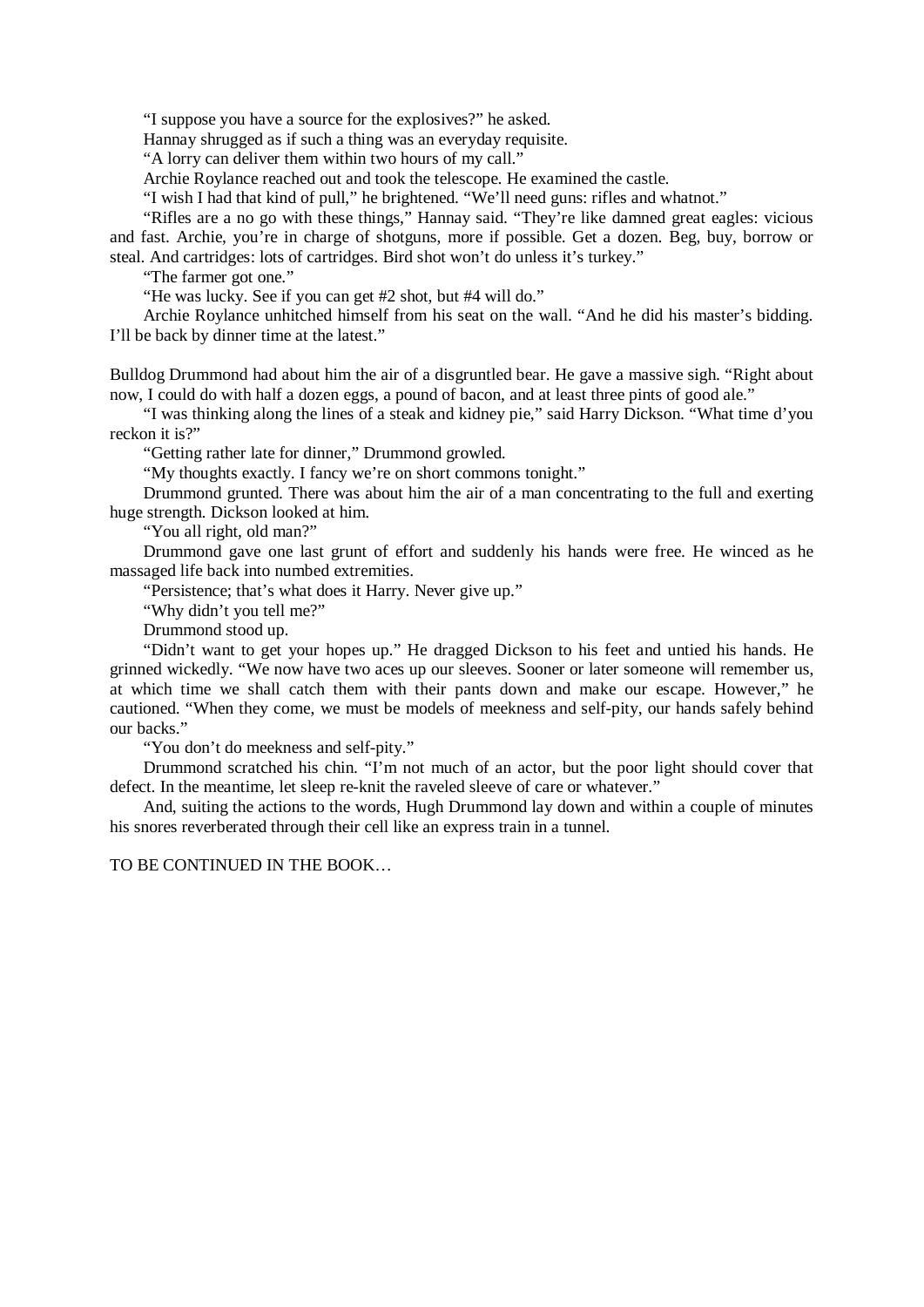"I suppose you have a source for the explosives?" he asked.

Hannay shrugged as if such a thing was an everyday requisite.

"A lorry can deliver them within two hours of my call."

Archie Roylance reached out and took the telescope. He examined the castle.

"I wish I had that kind of pull," he brightened. "We'll need guns: rifles and whatnot."

"Rifles are a no go with these things," Hannay said. "They're like damned great eagles: vicious and fast. Archie, you're in charge of shotguns, more if possible. Get a dozen. Beg, buy, borrow or steal. And cartridges: lots of cartridges. Bird shot won't do unless it's turkey."

"The farmer got one."

"He was lucky. See if you can get #2 shot, but #4 will do."

Archie Roylance unhitched himself from his seat on the wall. "And he did his master's bidding. I'll be back by dinner time at the latest."

Bulldog Drummond had about him the air of a disgruntled bear. He gave a massive sigh. "Right about now, I could do with half a dozen eggs, a pound of bacon, and at least three pints of good ale."

"I was thinking along the lines of a steak and kidney pie," said Harry Dickson. "What time d'you reckon it is?"

"Getting rather late for dinner," Drummond growled.

"My thoughts exactly. I fancy we're on short commons tonight."

Drummond grunted. There was about him the air of a man concentrating to the full and exerting huge strength. Dickson looked at him.

"You all right, old man?"

Drummond gave one last grunt of effort and suddenly his hands were free. He winced as he massaged life back into numbed extremities.

"Persistence; that's what does it Harry. Never give up."

"Why didn't you tell me?"

Drummond stood up.

"Didn't want to get your hopes up." He dragged Dickson to his feet and untied his hands. He grinned wickedly. "We now have two aces up our sleeves. Sooner or later someone will remember us, at which time we shall catch them with their pants down and make our escape. However," he cautioned. "When they come, we must be models of meekness and self-pity, our hands safely behind our backs."

"You don't do meekness and self-pity."

Drummond scratched his chin. "I'm not much of an actor, but the poor light should cover that defect. In the meantime, let sleep re-knit the raveled sleeve of care or whatever."

And, suiting the actions to the words, Hugh Drummond lay down and within a couple of minutes his snores reverberated through their cell like an express train in a tunnel.

TO BE CONTINUED IN THE BOOK…